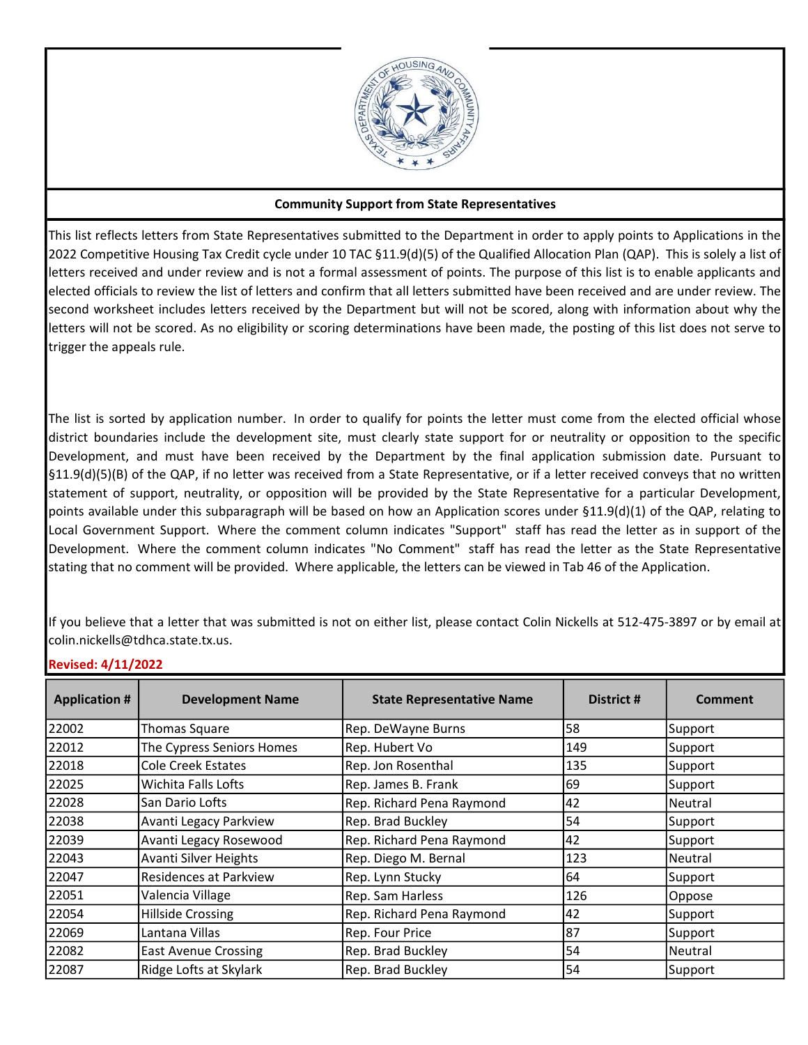## Community Support from State Representatives

This list reflects letters from State Representatives submitted to the Department in order to apply points to Applications in the 2022 Competitive Housing Tax Credit cycle under 10 TAC §11.9(d)(5) of the Qualified Allocation Plan (QAP). This is solely a list of letters received and under review and is not a formal assessment of points. The purpose of this list is to enable applicants and elected officials to review the list of letters and confirm that all letters submitted have been received and are under review. The second worksheet includes letters received by the Department but will not be scored, along with information about why the letters will not be scored. As no eligibility or scoring determinations have been made, the posting of this list does not serve to trigger the appeals rule.

The list is sorted by application number. In order to qualify for points the letter must come from the elected official whose district boundaries include the development site, must clearly state support for or neutrality or opposition to the specific Development, and must have been received by the Department by the final application submission date. Pursuant to §11.9(d)(5)(B) of the QAP, if no letter was received from a State Representative, or if a letter received conveys that no written statement of support, neutrality, or opposition will be provided by the State Representative for a particular Development, points available under this subparagraph will be based on how an Application scores under §11.9(d)(1) of the QAP, relating to Local Government Support. Where the comment column indicates "Support" staff has read the letter as in support of the Development. Where the comment column indicates "No Comment" staff has read the letter as the State Representative stating that no comment will be provided. Where applicable, the letters can be viewed in Tab 46 of the Application.

If you believe that a letter that was submitted is not on either list, please contact Colin Nickells at 512-475-3897 or by email at colin.nickells@tdhca.state.tx.us.

**Revised: 4/11/2022**

| Application # | Development Name | State Representative Name | District # | Comment |
|---|---|---|---|---|
| 22002 | Thomas Square | Rep. DeWayne Burns | 58 | Support |
| 22012 | The Cypress Seniors Homes | Rep. Hubert Vo | 149 | Support |
| 22018 | Cole Creek Estates | Rep. Jon Rosenthal | 135 | Support |
| 22025 | Wichita Falls Lofts | Rep. James B. Frank | 69 | Support |
| 22028 | San Dario Lofts | Rep. Richard Pena Raymond | 42 | Neutral |
| 22038 | Avanti Legacy Parkview | Rep. Brad Buckley | 54 | Support |
| 22039 | Avanti Legacy Rosewood | Rep. Richard Pena Raymond | 42 | Support |
| 22043 | Avanti Silver Heights | Rep. Diego M. Bernal | 123 | Neutral |
| 22047 | Residences at Parkview | Rep. Lynn Stucky | 64 | Support |
| 22051 | Valencia Village | Rep. Sam Harless | 126 | Oppose |
| 22054 | Hillside Crossing | Rep. Richard Pena Raymond | 42 | Support |
| 22069 | Lantana Villas | Rep. Four Price | 87 | Support |
| 22082 | East Avenue Crossing | Rep. Brad Buckley | 54 | Neutral |
| 22087 | Ridge Lofts at Skylark | Rep. Brad Buckley | 54 | Support |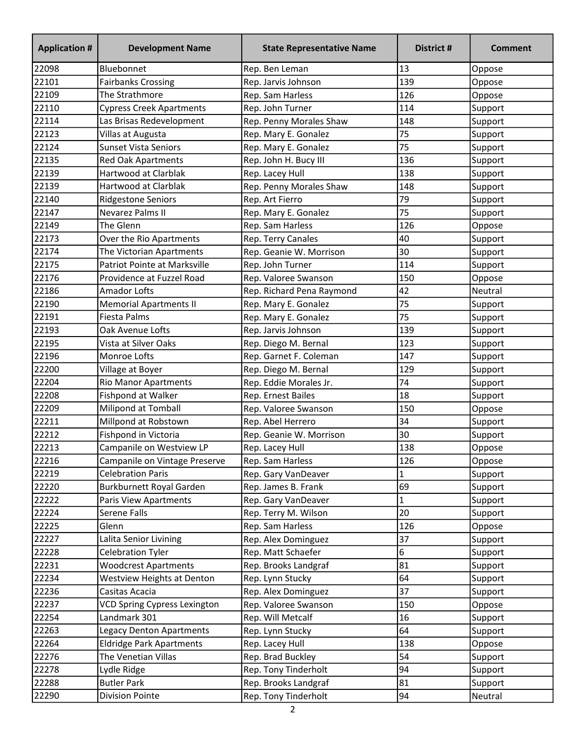| Application # | Development Name | State Representative Name | District # | Comment |
|---|---|---|---|---|
| 22098 | Bluebonnet | Rep. Ben Leman | 13 | Oppose |
| 22101 | Fairbanks Crossing | Rep. Jarvis Johnson | 139 | Oppose |
| 22109 | The Strathmore | Rep. Sam Harless | 126 | Oppose |
| 22110 | Cypress Creek Apartments | Rep. John Turner | 114 | Support |
| 22114 | Las Brisas Redevelopment | Rep. Penny Morales Shaw | 148 | Support |
| 22123 | Villas at Augusta | Rep. Mary E. Gonalez | 75 | Support |
| 22124 | Sunset Vista Seniors | Rep. Mary E. Gonalez | 75 | Support |
| 22135 | Red Oak Apartments | Rep. John H. Bucy III | 136 | Support |
| 22139 | Hartwood at Clarblak | Rep. Lacey Hull | 138 | Support |
| 22139 | Hartwood at Clarblak | Rep. Penny Morales Shaw | 148 | Support |
| 22140 | Ridgestone Seniors | Rep. Art Fierro | 79 | Support |
| 22147 | Nevarez Palms II | Rep. Mary E. Gonalez | 75 | Support |
| 22149 | The Glenn | Rep. Sam Harless | 126 | Oppose |
| 22173 | Over the Rio Apartments | Rep. Terry Canales | 40 | Support |
| 22174 | The Victorian Apartments | Rep. Geanie W. Morrison | 30 | Support |
| 22175 | Patriot Pointe at Marksville | Rep. John Turner | 114 | Support |
| 22176 | Providence at Fuzzel Road | Rep. Valoree Swanson | 150 | Oppose |
| 22186 | Amador Lofts | Rep. Richard Pena Raymond | 42 | Neutral |
| 22190 | Memorial Apartments II | Rep. Mary E. Gonalez | 75 | Support |
| 22191 | Fiesta Palms | Rep. Mary E. Gonalez | 75 | Support |
| 22193 | Oak Avenue Lofts | Rep. Jarvis Johnson | 139 | Support |
| 22195 | Vista at Silver Oaks | Rep. Diego M. Bernal | 123 | Support |
| 22196 | Monroe Lofts | Rep. Garnet F. Coleman | 147 | Support |
| 22200 | Village at Boyer | Rep. Diego M. Bernal | 129 | Support |
| 22204 | Rio Manor Apartments | Rep. Eddie Morales Jr. | 74 | Support |
| 22208 | Fishpond at Walker | Rep. Ernest Bailes | 18 | Support |
| 22209 | Milipond at Tomball | Rep. Valoree Swanson | 150 | Oppose |
| 22211 | Millpond at Robstown | Rep. Abel Herrero | 34 | Support |
| 22212 | Fishpond in Victoria | Rep. Geanie W. Morrison | 30 | Support |
| 22213 | Campanile on Westview LP | Rep. Lacey Hull | 138 | Oppose |
| 22216 | Campanile on Vintage Preserve | Rep. Sam Harless | 126 | Oppose |
| 22219 | Celebration Paris | Rep. Gary VanDeaver | 1 | Support |
| 22220 | Burkburnett Royal Garden | Rep. James B. Frank | 69 | Support |
| 22222 | Paris View Apartments | Rep. Gary VanDeaver | 1 | Support |
| 22224 | Serene Falls | Rep. Terry M. Wilson | 20 | Support |
| 22225 | Glenn | Rep. Sam Harless | 126 | Oppose |
| 22227 | Lalita Senior Living | Rep. Alex Dominguez | 37 | Support |
| 22228 | Celebration Tyler | Rep. Matt Schaefer | 6 | Support |
| 22231 | Woodcrest Apartments | Rep. Brooks Landgraf | 81 | Support |
| 22234 | Westview Heights at Denton | Rep. Lynn Stucky | 64 | Support |
| 22236 | Casitas Acacia | Rep. Alex Dominguez | 37 | Support |
| 22237 | VCD Spring Cypress Lexington | Rep. Valoree Swanson | 150 | Oppose |
| 22254 | Landmark 301 | Rep. Will Metcalf | 16 | Support |
| 22263 | Legacy Denton Apartments | Rep. Lynn Stucky | 64 | Support |
| 22264 | Eldridge Park Apartments | Rep. Lacey Hull | 138 | Oppose |
| 22276 | The Venetian Villas | Rep. Brad Buckley | 54 | Support |
| 22278 | Lydle Ridge | Rep. Tony Tinderholt | 94 | Support |
| 22288 | Butler Park | Rep. Brooks Landgraf | 81 | Support |
| 22290 | Division Pointe | Rep. Tony Tinderholt | 94 | Neutral |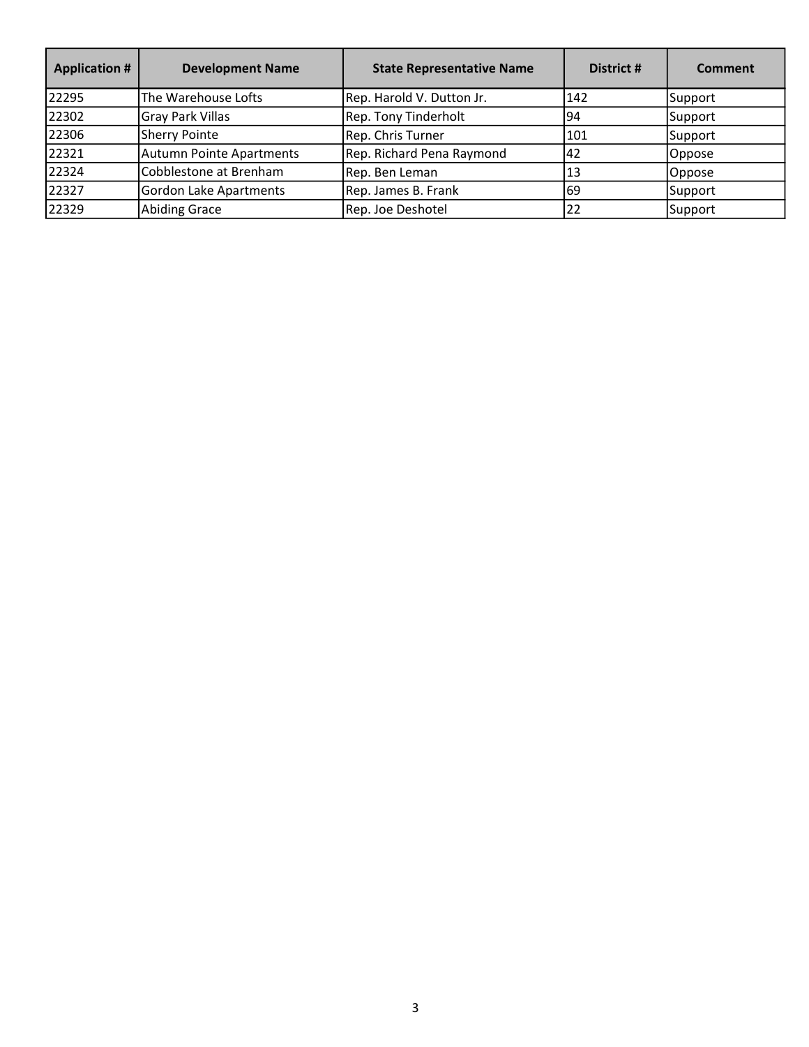| Application # | Development Name | State Representative Name | District # | Comment |
| --- | --- | --- | --- | --- |
| 22295 | The Warehouse Lofts | Rep. Harold V. Dutton Jr. | 142 | Support |
| 22302 | Gray Park Villas | Rep. Tony Tinderholt | 94 | Support |
| 22306 | Sherry Pointe | Rep. Chris Turner | 101 | Support |
| 22321 | Autumn Pointe Apartments | Rep. Richard Pena Raymond | 42 | Oppose |
| 22324 | Cobblestone at Brenham | Rep. Ben Leman | 13 | Oppose |
| 22327 | Gordon Lake Apartments | Rep. James B. Frank | 69 | Support |
| 22329 | Abiding Grace | Rep. Joe Deshotel | 22 | Support |